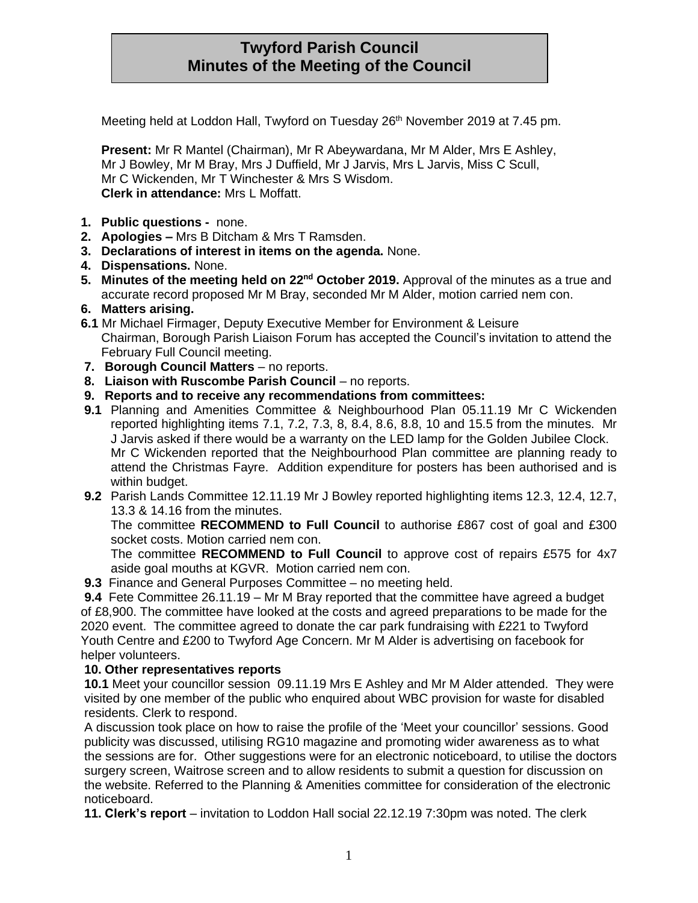# Twyford Parish Council
# Minutes of the Meeting of the Council

Meeting held at Loddon Hall, Twyford on Tuesday 26th November 2019 at 7.45 pm.

**Present:** Mr R Mantel (Chairman), Mr R Abeywardana, Mr M Alder, Mrs E Ashley, Mr J Bowley, Mr M Bray, Mrs J Duffield, Mr J Jarvis, Mrs L Jarvis, Miss C Scull, Mr C Wickenden, Mr T Winchester & Mrs S Wisdom.
**Clerk in attendance:** Mrs L Moffatt.

1. **Public questions -** none.
2. **Apologies –** Mrs B Ditcham & Mrs T Ramsden.
3. **Declarations of interest in items on the agenda.** None.
4. **Dispensations.** None.
5. **Minutes of the meeting held on 22nd October 2019.** Approval of the minutes as a true and accurate record proposed Mr M Bray, seconded Mr M Alder, motion carried nem con.
6. **Matters arising.**

**6.1** Mr Michael Firmager, Deputy Executive Member for Environment & Leisure Chairman, Borough Parish Liaison Forum has accepted the Council's invitation to attend the February Full Council meeting.

7. **Borough Council Matters** – no reports.
8. **Liaison with Ruscombe Parish Council** – no reports.
9. **Reports and to receive any recommendations from committees:**

**9.1** Planning and Amenities Committee & Neighbourhood Plan 05.11.19 Mr C Wickenden reported highlighting items 7.1, 7.2, 7.3, 8, 8.4, 8.6, 8.8, 10 and 15.5 from the minutes. Mr J Jarvis asked if there would be a warranty on the LED lamp for the Golden Jubilee Clock. Mr C Wickenden reported that the Neighbourhood Plan committee are planning ready to attend the Christmas Fayre. Addition expenditure for posters has been authorised and is within budget.

**9.2** Parish Lands Committee 12.11.19 Mr J Bowley reported highlighting items 12.3, 12.4, 12.7, 13.3 & 14.16 from the minutes.
The committee **RECOMMEND to Full Council** to authorise £867 cost of goal and £300 socket costs. Motion carried nem con.
The committee **RECOMMEND to Full Council** to approve cost of repairs £575 for 4x7 aside goal mouths at KGVR. Motion carried nem con.

**9.3** Finance and General Purposes Committee – no meeting held.

**9.4** Fete Committee 26.11.19 – Mr M Bray reported that the committee have agreed a budget of £8,900. The committee have looked at the costs and agreed preparations to be made for the 2020 event. The committee agreed to donate the car park fundraising with £221 to Twyford Youth Centre and £200 to Twyford Age Concern. Mr M Alder is advertising on facebook for helper volunteers.

**10. Other representatives reports**

**10.1** Meet your councillor session 09.11.19 Mrs E Ashley and Mr M Alder attended. They were visited by one member of the public who enquired about WBC provision for waste for disabled residents. Clerk to respond.
A discussion took place on how to raise the profile of the 'Meet your councillor' sessions. Good publicity was discussed, utilising RG10 magazine and promoting wider awareness as to what the sessions are for. Other suggestions were for an electronic noticeboard, to utilise the doctors surgery screen, Waitrose screen and to allow residents to submit a question for discussion on the website. Referred to the Planning & Amenities committee for consideration of the electronic noticeboard.

**11. Clerk's report** – invitation to Loddon Hall social 22.12.19 7:30pm was noted. The clerk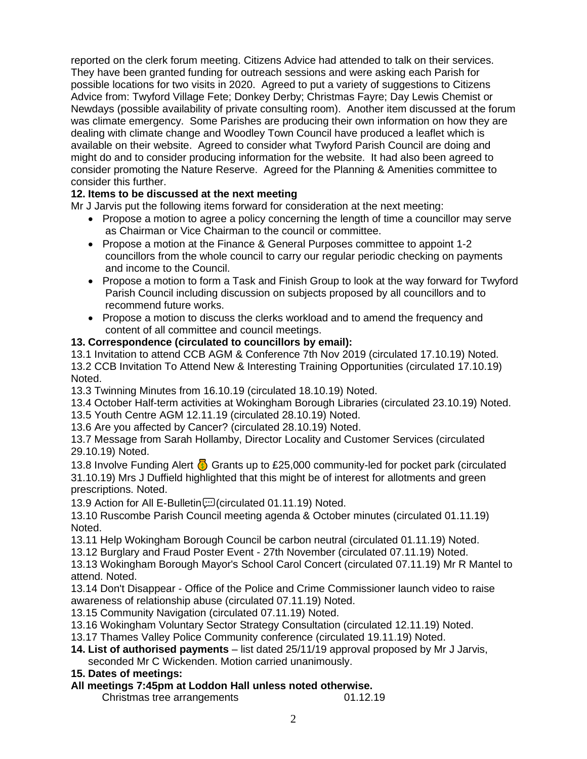reported on the clerk forum meeting. Citizens Advice had attended to talk on their services. They have been granted funding for outreach sessions and were asking each Parish for possible locations for two visits in 2020. Agreed to put a variety of suggestions to Citizens Advice from: Twyford Village Fete; Donkey Derby; Christmas Fayre; Day Lewis Chemist or Newdays (possible availability of private consulting room). Another item discussed at the forum was climate emergency. Some Parishes are producing their own information on how they are dealing with climate change and Woodley Town Council have produced a leaflet which is available on their website. Agreed to consider what Twyford Parish Council are doing and might do and to consider producing information for the website. It had also been agreed to consider promoting the Nature Reserve. Agreed for the Planning & Amenities committee to consider this further.

**12. Items to be discussed at the next meeting**

Mr J Jarvis put the following items forward for consideration at the next meeting:

- Propose a motion to agree a policy concerning the length of time a councillor may serve as Chairman or Vice Chairman to the council or committee.
- Propose a motion at the Finance & General Purposes committee to appoint 1-2 councillors from the whole council to carry our regular periodic checking on payments and income to the Council.
- Propose a motion to form a Task and Finish Group to look at the way forward for Twyford Parish Council including discussion on subjects proposed by all councillors and to recommend future works.
- Propose a motion to discuss the clerks workload and to amend the frequency and content of all committee and council meetings.

**13. Correspondence (circulated to councillors by email):**

13.1 Invitation to attend CCB AGM & Conference 7th Nov 2019 (circulated 17.10.19) Noted.

13.2 CCB Invitation To Attend New & Interesting Training Opportunities (circulated 17.10.19) Noted.

13.3 Twinning Minutes from 16.10.19 (circulated 18.10.19) Noted.

13.4 October Half-term activities at Wokingham Borough Libraries (circulated 23.10.19) Noted.

13.5 Youth Centre AGM 12.11.19 (circulated 28.10.19) Noted.

13.6 Are you affected by Cancer? (circulated 28.10.19) Noted.

13.7 Message from Sarah Hollamby, Director Locality and Customer Services (circulated 29.10.19) Noted.

13.8 Involve Funding Alert 💰 Grants up to £25,000 community-led for pocket park (circulated 31.10.19) Mrs J Duffield highlighted that this might be of interest for allotments and green prescriptions. Noted.

13.9 Action for All E-Bulletin 💬 (circulated 01.11.19) Noted.

13.10 Ruscombe Parish Council meeting agenda & October minutes (circulated 01.11.19) Noted.

13.11 Help Wokingham Borough Council be carbon neutral (circulated 01.11.19) Noted.

13.12 Burglary and Fraud Poster Event - 27th November (circulated 07.11.19) Noted.

13.13 Wokingham Borough Mayor's School Carol Concert (circulated 07.11.19) Mr R Mantel to attend. Noted.

13.14 Don't Disappear - Office of the Police and Crime Commissioner launch video to raise awareness of relationship abuse (circulated 07.11.19) Noted.

13.15 Community Navigation (circulated 07.11.19) Noted.

13.16 Wokingham Voluntary Sector Strategy Consultation (circulated 12.11.19) Noted.

13.17 Thames Valley Police Community conference (circulated 19.11.19) Noted.

**14. List of authorised payments** – list dated 25/11/19 approval proposed by Mr J Jarvis, seconded Mr C Wickenden. Motion carried unanimously.

**15. Dates of meetings:**

**All meetings 7:45pm at Loddon Hall unless noted otherwise.**

Christmas tree arrangements 01.12.19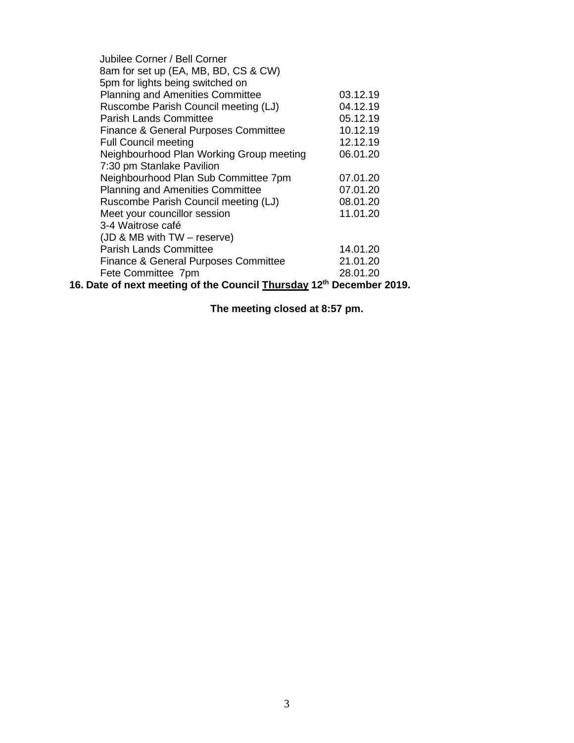| | |
|---|---|
| Jubilee Corner / Bell Corner | |
| 8am for set up (EA, MB, BD, CS & CW) | |
| 5pm for lights being switched on | |
| Planning and Amenities Committee | 03.12.19 |
| Ruscombe Parish Council meeting (LJ) | 04.12.19 |
| Parish Lands Committee | 05.12.19 |
| Finance & General Purposes Committee | 10.12.19 |
| Full Council meeting | 12.12.19 |
| Neighbourhood Plan Working Group meeting | 06.01.20 |
| 7:30 pm Stanlake Pavilion | |
| Neighbourhood Plan Sub Committee 7pm | 07.01.20 |
| Planning and Amenities Committee | 07.01.20 |
| Ruscombe Parish Council meeting (LJ) | 08.01.20 |
| Meet your councillor session | 11.01.20 |
| 3-4 Waitrose café | |
| (JD & MB with TW – reserve) | |
| Parish Lands Committee | 14.01.20 |
| Finance & General Purposes Committee | 21.01.20 |
| Fete Committee 7pm | 28.01.20 |

**16. Date of next meeting of the Council <u>Thursday</u> 12th December 2019.**

**The meeting closed at 8:57 pm.**